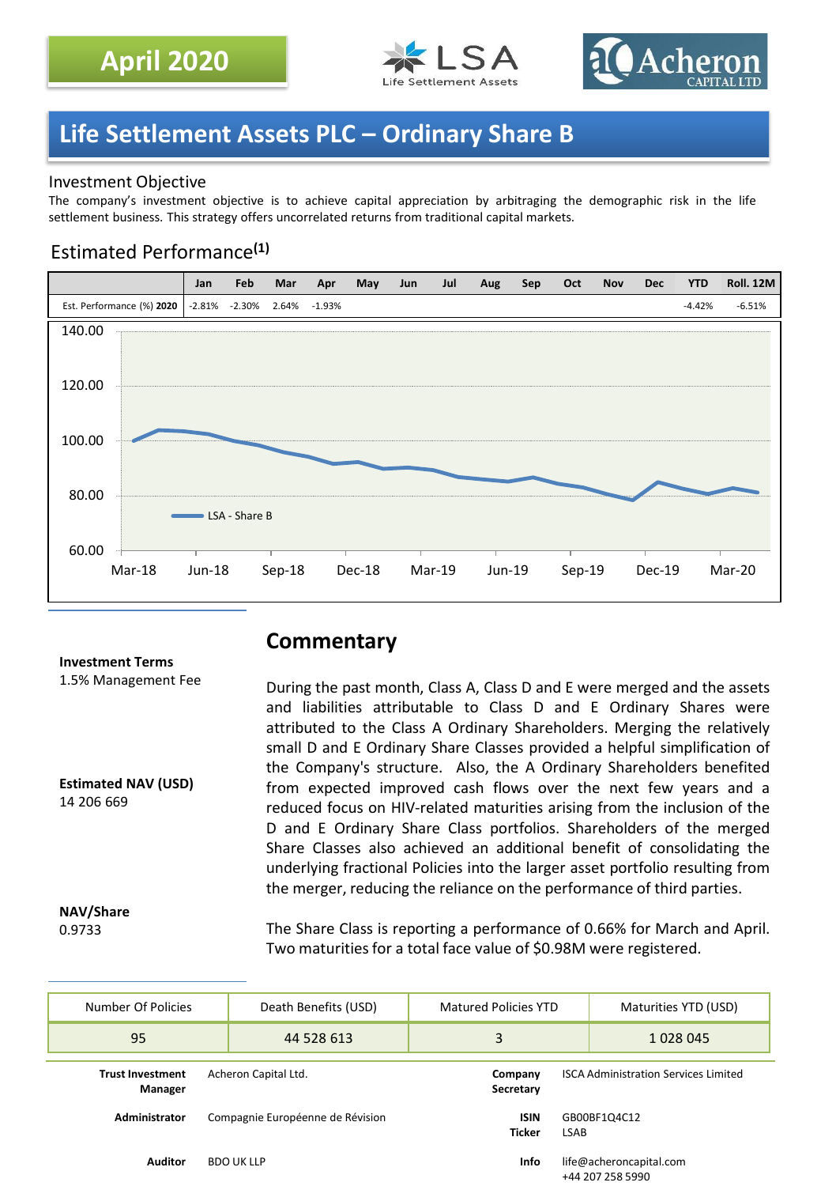**April 2020**

# Life Settlement Assets PLC – Ordinary Share B

## Investment Objective

The company's investment objective is to achieve capital appreciation by arbitraging the demographic risk in the life settlement business. This strategy offers uncorrelated returns from traditional capital markets.

## Estimated Performance[1]

| | Jan | Feb | Mar | Apr | May | Jun | Jul | Aug | Sep | Oct | Nov | Dec | YTD | Roll. 12M |
|---|---|---|---|---|---|---|---|---|---|---|---|---|---|---|
| Est. Performance (%) **2020** | -2.81% | -2.30% | 2.64% | -1.93% | | | | | | | | | -4.42% | -6.51% |

LSA - Share B

## Commentary

**Investment Terms**
1.5% Management Fee

**Estimated NAV (USD)**
14 206 669

**NAV/Share**
0.9733

During the past month, Class A, Class D and E were merged and the assets and liabilities attributable to Class D and E Ordinary Shares were attributed to the Class A Ordinary Shareholders. Merging the relatively small D and E Ordinary Share Classes provided a helpful simplification of the Company's structure. Also, the A Ordinary Shareholders benefited from expected improved cash flows over the next few years and a reduced focus on HIV-related maturities arising from the inclusion of the D and E Ordinary Share Class portfolios. Shareholders of the merged Share Classes also achieved an additional benefit of consolidating the underlying fractional Policies into the larger asset portfolio resulting from the merger, reducing the reliance on the performance of third parties.

The Share Class is reporting a performance of 0.66% for March and April. Two maturities for a total face value of $0.98M were registered.

| Number Of Policies | Death Benefits (USD) | Matured Policies YTD | Maturities YTD (USD) |
|---|---|---|---|
| 95 | 44 528 613 | 3 | 1 028 045 |

| | | | |
|---|---|---|---|
| **Trust Investment Manager** | Acheron Capital Ltd. | **Company Secretary** | ISCA Administration Services Limited |
| **Administrator** | Compagnie Européenne de Révision | **ISIN**<br>**Ticker** | GB00BF1Q4C12<br>LSAB |
| **Auditor** | BDO UK LLP | **Info** | life@acheroncapital.com<br>+44 207 258 5990 |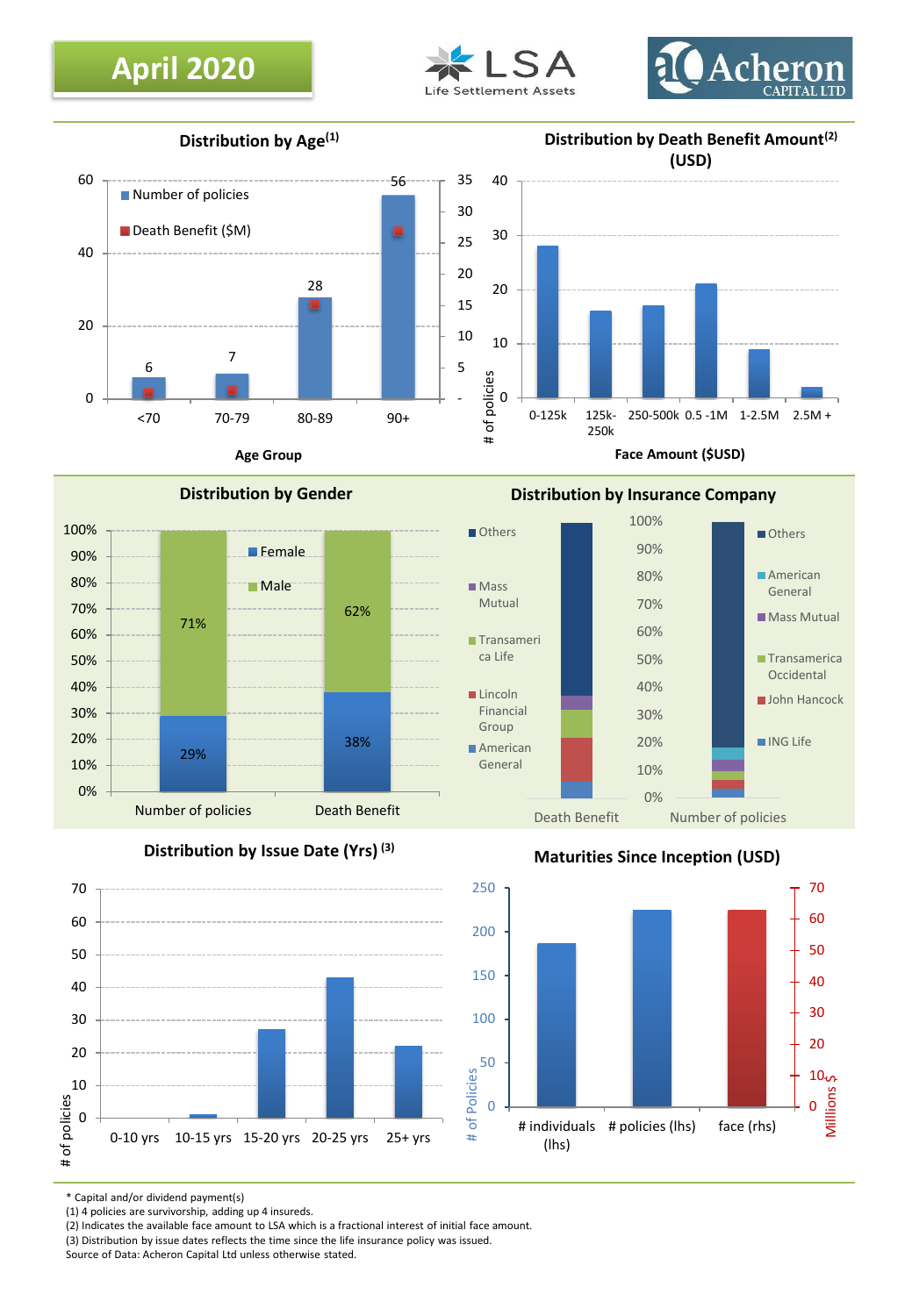**April 2020**

LSA Life Settlement Assets

Acheron CAPITAL LTD

## Distribution by Age[1]

| Age Group | Number of policies |
|---|---|
| <70 | 6 |
| 70-79 | 7 |
| 80-89 | 28 |
| 90+ | 56 |

Legend: Number of policies; Death Benefit ($M)

Age Group

## Distribution by Death Benefit Amount[2] (USD)

Face Amount ($USD)

# of policies

Categories: 0-125k, 125k-250k, 250-500k, 0.5 -1M, 1-2.5M, 2.5M +

## Distribution by Gender

| | Number of policies | Death Benefit |
|---|---|---|
| Male | 71% | 62% |
| Female | 29% | 38% |

## Distribution by Insurance Company

Death Benefit: Others, Mass Mutual, Transamerica Life, Lincoln Financial Group, American General

Number of policies: Others, American General, Mass Mutual, Transamerica Occidental, John Hancock, ING Life

## Distribution by Issue Date (Yrs) [3]

# of policies

Categories: 0-10 yrs, 10-15 yrs, 15-20 yrs, 20-25 yrs, 25+ yrs

## Maturities Since Inception (USD)

Categories: # individuals (lhs), # policies (lhs), face (rhs)

# of Policies; Millions $

\* Capital and/or dividend payment(s)

(1) 4 policies are survivorship, adding up 4 insureds.

(2) Indicates the available face amount to LSA which is a fractional interest of initial face amount.

(3) Distribution by issue dates reflects the time since the life insurance policy was issued.

Source of Data: Acheron Capital Ltd unless otherwise stated.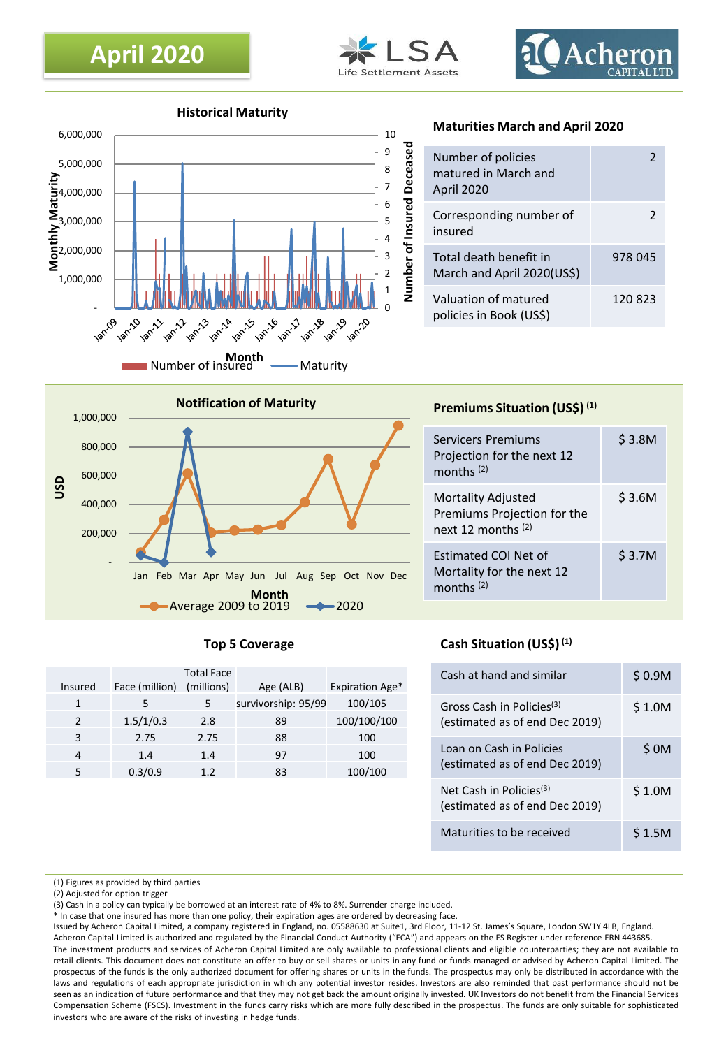# April 2020

LSA Life Settlement Assets

Acheron CAPITAL LTD

## Historical Maturity

Monthly Maturity

6,000,000
5,000,000
4,000,000
3,000,000
2,000,000
1,000,000
-

Number of Insured Deceased

10
9
8
7
6
5
4
3
2
1
0

Jan-09 Jan-10 Jan-11 Jan-12 Jan-13 Jan-14 Jan-15 Jan-16 Jan-17 Jan-18 Jan-19 Jan-20

Month

Number of insured — Maturity

## Maturities March and April 2020

| | |
|---|---|
| Number of policies matured in March and April 2020 | 2 |
| Corresponding number of insured | 2 |
| Total death benefit in March and April 2020(US$) | 978 045 |
| Valuation of matured policies in Book (US$) | 120 823 |

## Notification of Maturity

USD

1,000,000
800,000
600,000
400,000
200,000
-

Jan Feb Mar Apr May Jun Jul Aug Sep Oct Nov Dec

Month

Average 2009 to 2019 — 2020

## Premiums Situation (US$) (1)

| | |
|---|---|
| Servicers Premiums Projection for the next 12 months (2) | $ 3.8M |
| Mortality Adjusted Premiums Projection for the next 12 months (2) | $ 3.6M |
| Estimated COI Net of Mortality for the next 12 months (2) | $ 3.7M |

## Top 5 Coverage

| Insured | Face (million) | Total Face (millions) | Age (ALB) | Expiration Age* |
|---|---|---|---|---|
| 1 | 5 | 5 | survivorship: 95/99 | 100/105 |
| 2 | 1.5/1/0.3 | 2.8 | 89 | 100/100/100 |
| 3 | 2.75 | 2.75 | 88 | 100 |
| 4 | 1.4 | 1.4 | 97 | 100 |
| 5 | 0.3/0.9 | 1.2 | 83 | 100/100 |

## Cash Situation (US$) (1)

| | |
|---|---|
| Cash at hand and similar | $ 0.9M |
| Gross Cash in Policies(3) (estimated as of end Dec 2019) | $ 1.0M |
| Loan on Cash in Policies (estimated as of end Dec 2019) | $ 0M |
| Net Cash in Policies(3) (estimated as of end Dec 2019) | $ 1.0M |
| Maturities to be received | $ 1.5M |

(1) Figures as provided by third parties
(2) Adjusted for option trigger
(3) Cash in a policy can typically be borrowed at an interest rate of 4% to 8%. Surrender charge included.
* In case that one insured has more than one policy, their expiration ages are ordered by decreasing face.
Issued by Acheron Capital Limited, a company registered in England, no. 05588630 at Suite1, 3rd Floor, 11-12 St. James's Square, London SW1Y 4LB, England.
Acheron Capital Limited is authorized and regulated by the Financial Conduct Authority ("FCA") and appears on the FS Register under reference FRN 443685.
The investment products and services of Acheron Capital Limited are only available to professional clients and eligible counterparties; they are not available to retail clients. This document does not constitute an offer to buy or sell shares or units in any fund or funds managed or advised by Acheron Capital Limited. The prospectus of the funds is the only authorized document for offering shares or units in the funds. The prospectus may only be distributed in accordance with the laws and regulations of each appropriate jurisdiction in which any potential investor resides. Investors are also reminded that past performance should not be seen as an indication of future performance and that they may not get back the amount originally invested. UK Investors do not benefit from the Financial Services Compensation Scheme (FSCS). Investment in the funds carry risks which are more fully described in the prospectus. The funds are only suitable for sophisticated investors who are aware of the risks of investing in hedge funds.